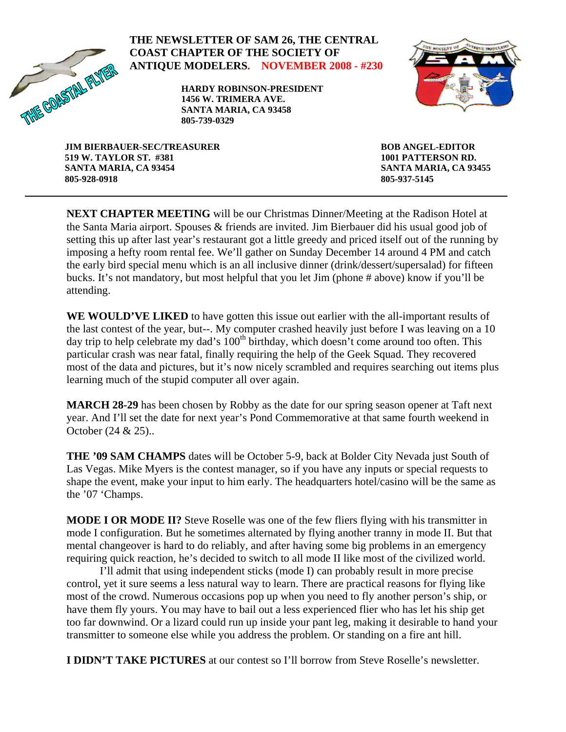# THE NEWSLETTER OF SAM 26, THE CENTRAL COAST CHAPTER OF THE SOCIETY OF ANTIQUE MODELERS. NOVEMBER 2008 - #230

THE COASTAL FLYER

**HARDY ROBINSON-PRESIDENT**
**1456 W. TRIMERA AVE.**
**SANTA MARIA, CA 93458**
**805-739-0329**

**JIM BIERBAUER-SEC/TREASURER**
**519 W. TAYLOR ST. #381**
**SANTA MARIA, CA 93454**
**805-928-0918**

**BOB ANGEL-EDITOR**
**1001 PATTERSON RD.**
**SANTA MARIA, CA 93455**
**805-937-5145**

---

**NEXT CHAPTER MEETING** will be our Christmas Dinner/Meeting at the Radison Hotel at the Santa Maria airport. Spouses & friends are invited. Jim Bierbauer did his usual good job of setting this up after last year's restaurant got a little greedy and priced itself out of the running by imposing a hefty room rental fee. We'll gather on Sunday December 14 around 4 PM and catch the early bird special menu which is an all inclusive dinner (drink/dessert/supersalad) for fifteen bucks. It's not mandatory, but most helpful that you let Jim (phone # above) know if you'll be attending.

**WE WOULD'VE LIKED** to have gotten this issue out earlier with the all-important results of the last contest of the year, but--. My computer crashed heavily just before I was leaving on a 10 day trip to help celebrate my dad's 100th birthday, which doesn't come around too often. This particular crash was near fatal, finally requiring the help of the Geek Squad. They recovered most of the data and pictures, but it's now nicely scrambled and requires searching out items plus learning much of the stupid computer all over again.

**MARCH 28-29** has been chosen by Robby as the date for our spring season opener at Taft next year. And I'll set the date for next year's Pond Commemorative at that same fourth weekend in October (24 & 25)..

**THE '09 SAM CHAMPS** dates will be October 5-9, back at Bolder City Nevada just South of Las Vegas. Mike Myers is the contest manager, so if you have any inputs or special requests to shape the event, make your input to him early. The headquarters hotel/casino will be the same as the '07 'Champs.

**MODE I OR MODE II?** Steve Roselle was one of the few fliers flying with his transmitter in mode I configuration. But he sometimes alternated by flying another tranny in mode II. But that mental changeover is hard to do reliably, and after having some big problems in an emergency requiring quick reaction, he's decided to switch to all mode II like most of the civilized world.

I'll admit that using independent sticks (mode I) can probably result in more precise control, yet it sure seems a less natural way to learn. There are practical reasons for flying like most of the crowd. Numerous occasions pop up when you need to fly another person's ship, or have them fly yours. You may have to bail out a less experienced flier who has let his ship get too far downwind. Or a lizard could run up inside your pant leg, making it desirable to hand your transmitter to someone else while you address the problem. Or standing on a fire ant hill.

**I DIDN'T TAKE PICTURES** at our contest so I'll borrow from Steve Roselle's newsletter.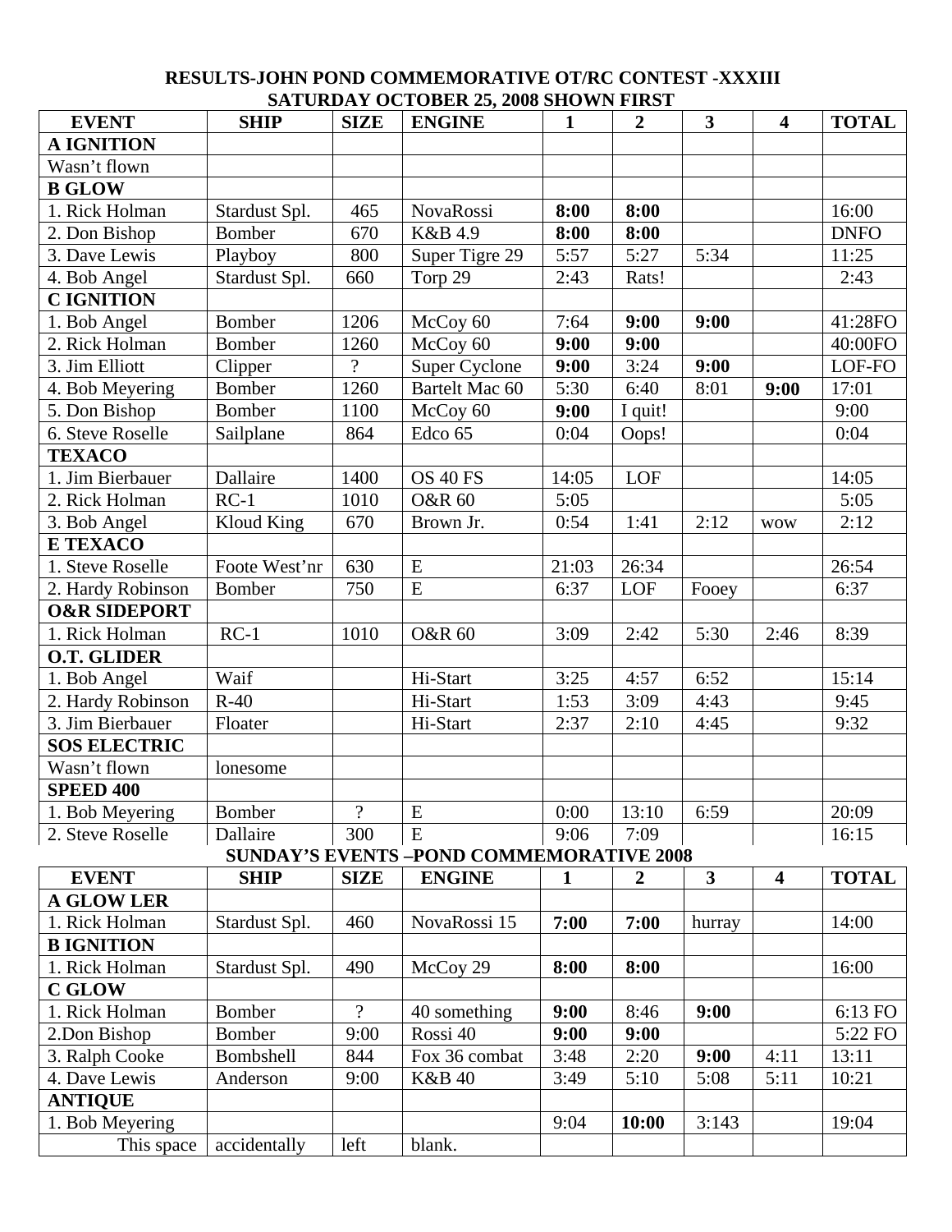**RESULTS-JOHN POND COMMEMORATIVE OT/RC CONTEST -XXXIII**
**SATURDAY OCTOBER 25, 2008 SHOWN FIRST**

| EVENT | SHIP | SIZE | ENGINE | 1 | 2 | 3 | 4 | TOTAL |
|---|---|---|---|---|---|---|---|---|
| **A IGNITION** | | | | | | | | |
| Wasn't flown | | | | | | | | |
| **B GLOW** | | | | | | | | |
| 1. Rick Holman | Stardust Spl. | 465 | NovaRossi | **8:00** | **8:00** | | | 16:00 |
| 2. Don Bishop | Bomber | 670 | K&B 4.9 | **8:00** | **8:00** | | | DNFO |
| 3. Dave Lewis | Playboy | 800 | Super Tigre 29 | 5:57 | 5:27 | 5:34 | | 11:25 |
| 4. Bob Angel | Stardust Spl. | 660 | Torp 29 | 2:43 | Rats! | | | 2:43 |
| **C IGNITION** | | | | | | | | |
| 1. Bob Angel | Bomber | 1206 | McCoy 60 | 7:64 | **9:00** | **9:00** | | 41:28FO |
| 2. Rick Holman | Bomber | 1260 | McCoy 60 | **9:00** | **9:00** | | | 40:00FO |
| 3. Jim Elliott | Clipper | ? | Super Cyclone | **9:00** | 3:24 | **9:00** | | LOF-FO |
| 4. Bob Meyering | Bomber | 1260 | Bartelt Mac 60 | 5:30 | 6:40 | 8:01 | **9:00** | 17:01 |
| 5. Don Bishop | Bomber | 1100 | McCoy 60 | **9:00** | I quit! | | | 9:00 |
| 6. Steve Roselle | Sailplane | 864 | Edco 65 | 0:04 | Oops! | | | 0:04 |
| **TEXACO** | | | | | | | | |
| 1. Jim Bierbauer | Dallaire | 1400 | OS 40 FS | 14:05 | LOF | | | 14:05 |
| 2. Rick Holman | RC-1 | 1010 | O&R 60 | 5:05 | | | | 5:05 |
| 3. Bob Angel | Kloud King | 670 | Brown Jr. | 0:54 | 1:41 | 2:12 | wow | 2:12 |
| **E TEXACO** | | | | | | | | |
| 1. Steve Roselle | Foote West'nr | 630 | E | 21:03 | 26:34 | | | 26:54 |
| 2. Hardy Robinson | Bomber | 750 | E | 6:37 | LOF | Fooey | | 6:37 |
| **O&R SIDEPORT** | | | | | | | | |
| 1. Rick Holman | RC-1 | 1010 | O&R 60 | 3:09 | 2:42 | 5:30 | 2:46 | 8:39 |
| **O.T. GLIDER** | | | | | | | | |
| 1. Bob Angel | Waif | | Hi-Start | 3:25 | 4:57 | 6:52 | | 15:14 |
| 2. Hardy Robinson | R-40 | | Hi-Start | 1:53 | 3:09 | 4:43 | | 9:45 |
| 3. Jim Bierbauer | Floater | | Hi-Start | 2:37 | 2:10 | 4:45 | | 9:32 |
| **SOS ELECTRIC** | | | | | | | | |
| Wasn't flown | lonesome | | | | | | | |
| **SPEED 400** | | | | | | | | |
| 1. Bob Meyering | Bomber | ? | E | 0:00 | 13:10 | 6:59 | | 20:09 |
| 2. Steve Roselle | Dallaire | 300 | E | 9:06 | 7:09 | | | 16:15 |

**SUNDAY'S EVENTS –POND COMMEMORATIVE 2008**

| EVENT | SHIP | SIZE | ENGINE | 1 | 2 | 3 | 4 | TOTAL |
|---|---|---|---|---|---|---|---|---|
| **A GLOW LER** | | | | | | | | |
| 1. Rick Holman | Stardust Spl. | 460 | NovaRossi 15 | **7:00** | **7:00** | hurray | | 14:00 |
| **B IGNITION** | | | | | | | | |
| 1. Rick Holman | Stardust Spl. | 490 | McCoy 29 | **8:00** | **8:00** | | | 16:00 |
| **C GLOW** | | | | | | | | |
| 1. Rick Holman | Bomber | ? | 40 something | **9:00** | 8:46 | **9:00** | | 6:13 FO |
| 2.Don Bishop | Bomber | 9:00 | Rossi 40 | **9:00** | **9:00** | | | 5:22 FO |
| 3. Ralph Cooke | Bombshell | 844 | Fox 36 combat | 3:48 | 2:20 | **9:00** | 4:11 | 13:11 |
| 4. Dave Lewis | Anderson | 9:00 | K&B 40 | 3:49 | 5:10 | 5:08 | 5:11 | 10:21 |
| **ANTIQUE** | | | | | | | | |
| 1. Bob Meyering | | | | 9:04 | **10:00** | 3:143 | | 19:04 |
| This space | accidentally | left | blank. | | | | | |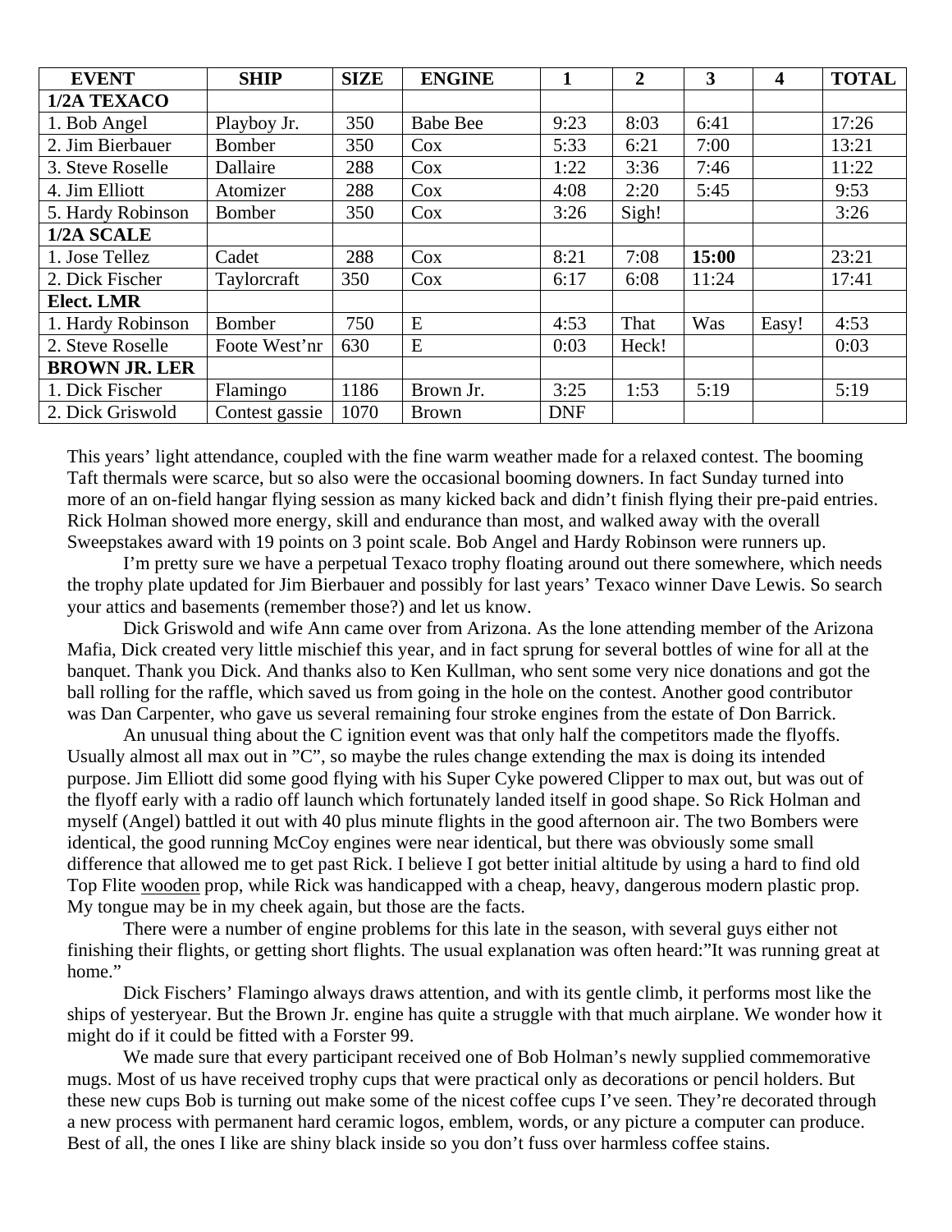| EVENT | SHIP | SIZE | ENGINE | 1 | 2 | 3 | 4 | TOTAL |
|---|---|---|---|---|---|---|---|---|
| **1/2A TEXACO** | | | | | | | | |
| 1. Bob Angel | Playboy Jr. | 350 | Babe Bee | 9:23 | 8:03 | 6:41 | | 17:26 |
| 2. Jim Bierbauer | Bomber | 350 | Cox | 5:33 | 6:21 | 7:00 | | 13:21 |
| 3. Steve Roselle | Dallaire | 288 | Cox | 1:22 | 3:36 | 7:46 | | 11:22 |
| 4. Jim Elliott | Atomizer | 288 | Cox | 4:08 | 2:20 | 5:45 | | 9:53 |
| 5. Hardy Robinson | Bomber | 350 | Cox | 3:26 | Sigh! | | | 3:26 |
| **1/2A SCALE** | | | | | | | | |
| 1. Jose Tellez | Cadet | 288 | Cox | 8:21 | 7:08 | **15:00** | | 23:21 |
| 2. Dick Fischer | Taylorcraft | 350 | Cox | 6:17 | 6:08 | 11:24 | | 17:41 |
| **Elect. LMR** | | | | | | | | |
| 1. Hardy Robinson | Bomber | 750 | E | 4:53 | That | Was | Easy! | 4:53 |
| 2. Steve Roselle | Foote West'nr | 630 | E | 0:03 | Heck! | | | 0:03 |
| **BROWN JR. LER** | | | | | | | | |
| 1. Dick Fischer | Flamingo | 1186 | Brown Jr. | 3:25 | 1:53 | 5:19 | | 5:19 |
| 2. Dick Griswold | Contest gassie | 1070 | Brown | DNF | | | | |

This years' light attendance, coupled with the fine warm weather made for a relaxed contest. The booming Taft thermals were scarce, but so also were the occasional booming downers. In fact Sunday turned into more of an on-field hangar flying session as many kicked back and didn't finish flying their pre-paid entries. Rick Holman showed more energy, skill and endurance than most, and walked away with the overall Sweepstakes award with 19 points on 3 point scale. Bob Angel and Hardy Robinson were runners up.

I'm pretty sure we have a perpetual Texaco trophy floating around out there somewhere, which needs the trophy plate updated for Jim Bierbauer and possibly for last years' Texaco winner Dave Lewis. So search your attics and basements (remember those?) and let us know.

Dick Griswold and wife Ann came over from Arizona. As the lone attending member of the Arizona Mafia, Dick created very little mischief this year, and in fact sprung for several bottles of wine for all at the banquet. Thank you Dick. And thanks also to Ken Kullman, who sent some very nice donations and got the ball rolling for the raffle, which saved us from going in the hole on the contest. Another good contributor was Dan Carpenter, who gave us several remaining four stroke engines from the estate of Don Barrick.

An unusual thing about the C ignition event was that only half the competitors made the flyoffs. Usually almost all max out in "C", so maybe the rules change extending the max is doing its intended purpose. Jim Elliott did some good flying with his Super Cyke powered Clipper to max out, but was out of the flyoff early with a radio off launch which fortunately landed itself in good shape. So Rick Holman and myself (Angel) battled it out with 40 plus minute flights in the good afternoon air. The two Bombers were identical, the good running McCoy engines were near identical, but there was obviously some small difference that allowed me to get past Rick. I believe I got better initial altitude by using a hard to find old Top Flite wooden prop, while Rick was handicapped with a cheap, heavy, dangerous modern plastic prop. My tongue may be in my cheek again, but those are the facts.

There were a number of engine problems for this late in the season, with several guys either not finishing their flights, or getting short flights. The usual explanation was often heard:"It was running great at home."

Dick Fischers' Flamingo always draws attention, and with its gentle climb, it performs most like the ships of yesteryear. But the Brown Jr. engine has quite a struggle with that much airplane. We wonder how it might do if it could be fitted with a Forster 99.

We made sure that every participant received one of Bob Holman's newly supplied commemorative mugs. Most of us have received trophy cups that were practical only as decorations or pencil holders. But these new cups Bob is turning out make some of the nicest coffee cups I've seen. They're decorated through a new process with permanent hard ceramic logos, emblem, words, or any picture a computer can produce. Best of all, the ones I like are shiny black inside so you don't fuss over harmless coffee stains.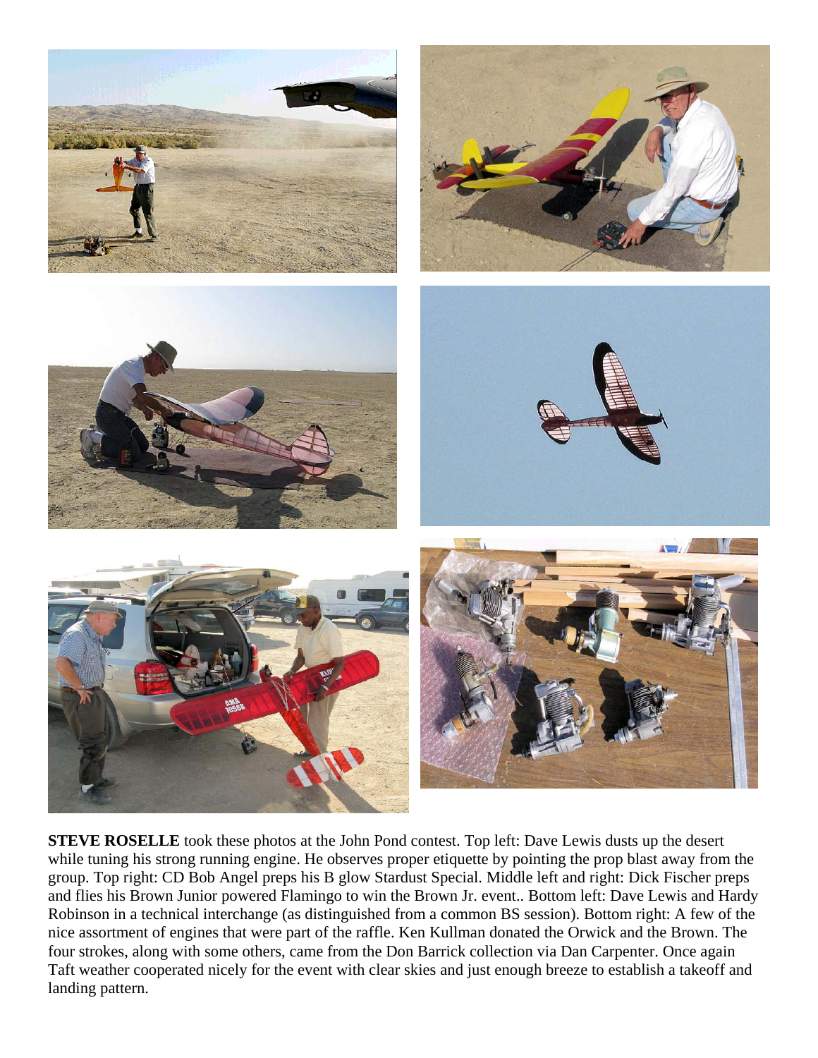**STEVE ROSELLE** took these photos at the John Pond contest. Top left: Dave Lewis dusts up the desert while tuning his strong running engine. He observes proper etiquette by pointing the prop blast away from the group. Top right: CD Bob Angel preps his B glow Stardust Special. Middle left and right: Dick Fischer preps and flies his Brown Junior powered Flamingo to win the Brown Jr. event.. Bottom left: Dave Lewis and Hardy Robinson in a technical interchange (as distinguished from a common BS session). Bottom right: A few of the nice assortment of engines that were part of the raffle. Ken Kullman donated the Orwick and the Brown. The four strokes, along with some others, came from the Don Barrick collection via Dan Carpenter. Once again Taft weather cooperated nicely for the event with clear skies and just enough breeze to establish a takeoff and landing pattern.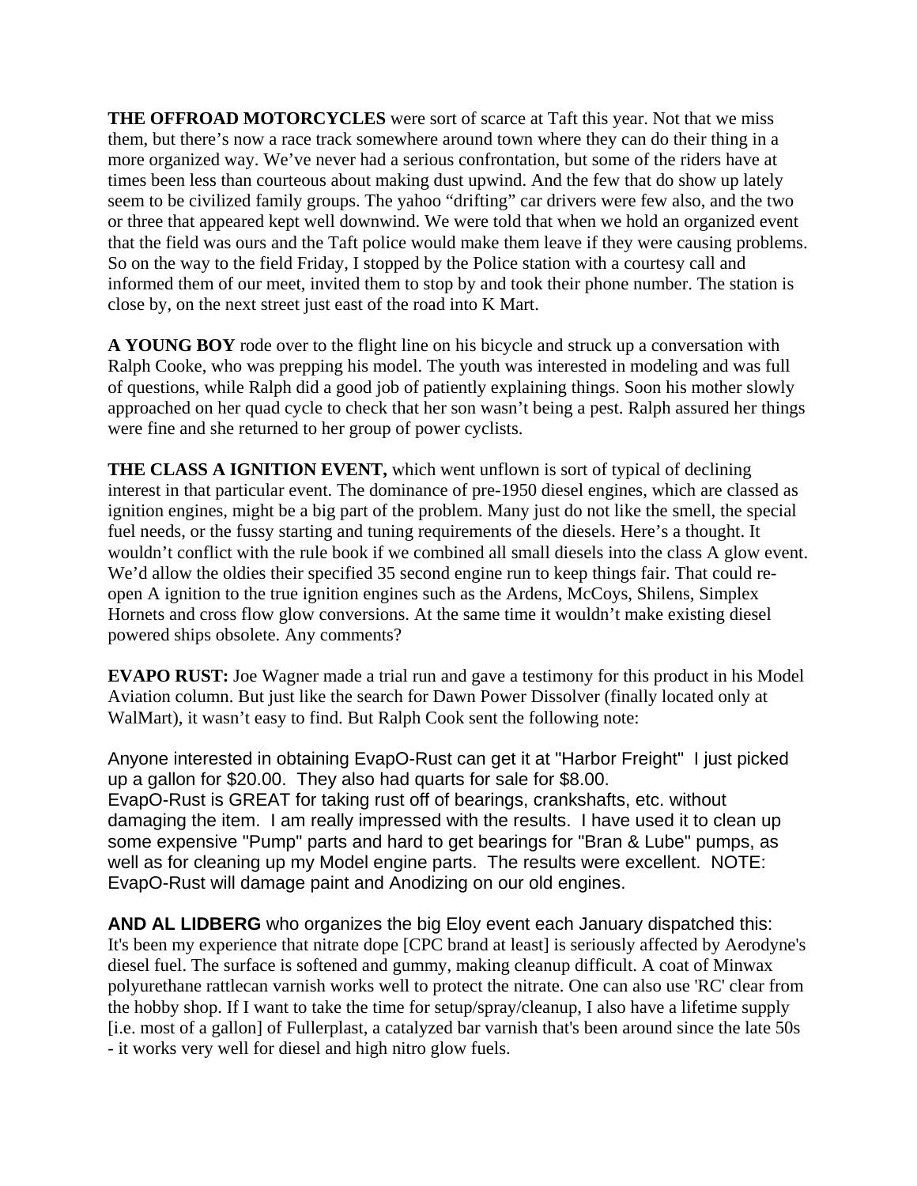**THE OFFROAD MOTORCYCLES** were sort of scarce at Taft this year. Not that we miss them, but there's now a race track somewhere around town where they can do their thing in a more organized way. We've never had a serious confrontation, but some of the riders have at times been less than courteous about making dust upwind. And the few that do show up lately seem to be civilized family groups. The yahoo "drifting" car drivers were few also, and the two or three that appeared kept well downwind. We were told that when we hold an organized event that the field was ours and the Taft police would make them leave if they were causing problems. So on the way to the field Friday, I stopped by the Police station with a courtesy call and informed them of our meet, invited them to stop by and took their phone number. The station is close by, on the next street just east of the road into K Mart.

**A YOUNG BOY** rode over to the flight line on his bicycle and struck up a conversation with Ralph Cooke, who was prepping his model. The youth was interested in modeling and was full of questions, while Ralph did a good job of patiently explaining things. Soon his mother slowly approached on her quad cycle to check that her son wasn't being a pest. Ralph assured her things were fine and she returned to her group of power cyclists.

**THE CLASS A IGNITION EVENT,** which went unflown is sort of typical of declining interest in that particular event. The dominance of pre-1950 diesel engines, which are classed as ignition engines, might be a big part of the problem. Many just do not like the smell, the special fuel needs, or the fussy starting and tuning requirements of the diesels. Here's a thought. It wouldn't conflict with the rule book if we combined all small diesels into the class A glow event. We'd allow the oldies their specified 35 second engine run to keep things fair. That could re-open A ignition to the true ignition engines such as the Ardens, McCoys, Shilens, Simplex Hornets and cross flow glow conversions. At the same time it wouldn't make existing diesel powered ships obsolete. Any comments?

**EVAPO RUST:** Joe Wagner made a trial run and gave a testimony for this product in his Model Aviation column. But just like the search for Dawn Power Dissolver (finally located only at WalMart), it wasn't easy to find. But Ralph Cook sent the following note:

Anyone interested in obtaining EvapO-Rust can get it at "Harbor Freight" I just picked up a gallon for $20.00. They also had quarts for sale for $8.00.
EvapO-Rust is GREAT for taking rust off of bearings, crankshafts, etc. without damaging the item. I am really impressed with the results. I have used it to clean up some expensive "Pump" parts and hard to get bearings for "Bran & Lube" pumps, as well as for cleaning up my Model engine parts. The results were excellent. NOTE: EvapO-Rust will damage paint and Anodizing on our old engines.

**AND AL LIDBERG** who organizes the big Eloy event each January dispatched this:
It's been my experience that nitrate dope [CPC brand at least] is seriously affected by Aerodyne's diesel fuel. The surface is softened and gummy, making cleanup difficult. A coat of Minwax polyurethane rattlecan varnish works well to protect the nitrate. One can also use 'RC' clear from the hobby shop. If I want to take the time for setup/spray/cleanup, I also have a lifetime supply [i.e. most of a gallon] of Fullerplast, a catalyzed bar varnish that's been around since the late 50s - it works very well for diesel and high nitro glow fuels.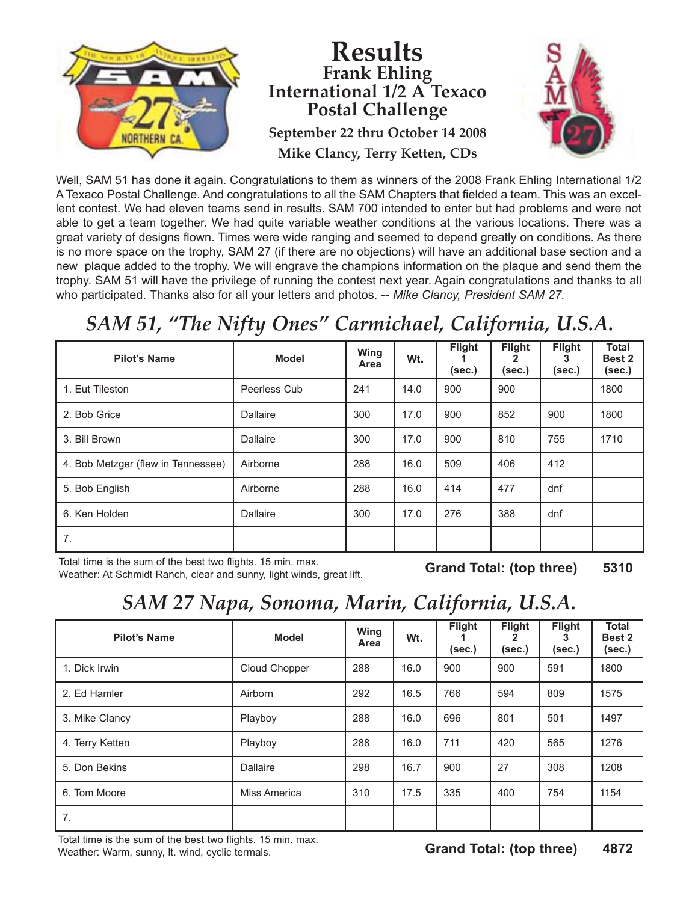# Results

## Frank Ehling International 1/2 A Texaco Postal Challenge

**September 22 thru October 14 2008**

**Mike Clancy, Terry Ketten, CDs**

Well, SAM 51 has done it again. Congratulations to them as winners of the 2008 Frank Ehling International 1/2 A Texaco Postal Challenge. And congratulations to all the SAM Chapters that fielded a team. This was an excellent contest. We had eleven teams send in results. SAM 700 intended to enter but had problems and were not able to get a team together. We had quite variable weather conditions at the various locations. There was a great variety of designs flown. Times were wide ranging and seemed to depend greatly on conditions. As there is no more space on the trophy, SAM 27 (if there are no objections) will have an additional base section and a new plaque added to the trophy. We will engrave the champions information on the plaque and send them the trophy. SAM 51 will have the privilege of running the contest next year. Again congratulations and thanks to all who participated. Thanks also for all your letters and photos. -- *Mike Clancy, President SAM 27.*

## *SAM 51, "The Nifty Ones" Carmichael, California, U.S.A.*

| Pilot's Name | Model | Wing Area | Wt. | Flight 1 (sec.) | Flight 2 (sec.) | Flight 3 (sec.) | Total Best 2 (sec.) |
|---|---|---|---|---|---|---|---|
| 1. Eut Tileston | Peerless Cub | 241 | 14.0 | 900 | 900 | | 1800 |
| 2. Bob Grice | Dallaire | 300 | 17.0 | 900 | 852 | 900 | 1800 |
| 3. Bill Brown | Dallaire | 300 | 17.0 | 900 | 810 | 755 | 1710 |
| 4. Bob Metzger (flew in Tennessee) | Airborne | 288 | 16.0 | 509 | 406 | 412 | |
| 5. Bob English | Airborne | 288 | 16.0 | 414 | 477 | dnf | |
| 6. Ken Holden | Dallaire | 300 | 17.0 | 276 | 388 | dnf | |
| 7. | | | | | | | |

Total time is the sum of the best two flights. 15 min. max.
Weather: At Schmidt Ranch, clear and sunny, light winds, great lift.

**Grand Total: (top three) 5310**

## *SAM 27 Napa, Sonoma, Marin, California, U.S.A.*

| Pilot's Name | Model | Wing Area | Wt. | Flight 1 (sec.) | Flight 2 (sec.) | Flight 3 (sec.) | Total Best 2 (sec.) |
|---|---|---|---|---|---|---|---|
| 1. Dick Irwin | Cloud Chopper | 288 | 16.0 | 900 | 900 | 591 | 1800 |
| 2. Ed Hamler | Airborn | 292 | 16.5 | 766 | 594 | 809 | 1575 |
| 3. Mike Clancy | Playboy | 288 | 16.0 | 696 | 801 | 501 | 1497 |
| 4. Terry Ketten | Playboy | 288 | 16.0 | 711 | 420 | 565 | 1276 |
| 5. Don Bekins | Dallaire | 298 | 16.7 | 900 | 27 | 308 | 1208 |
| 6. Tom Moore | Miss America | 310 | 17.5 | 335 | 400 | 754 | 1154 |
| 7. | | | | | | | |

Total time is the sum of the best two flights. 15 min. max.
Weather: Warm, sunny, lt. wind, cyclic termals.

**Grand Total: (top three) 4872**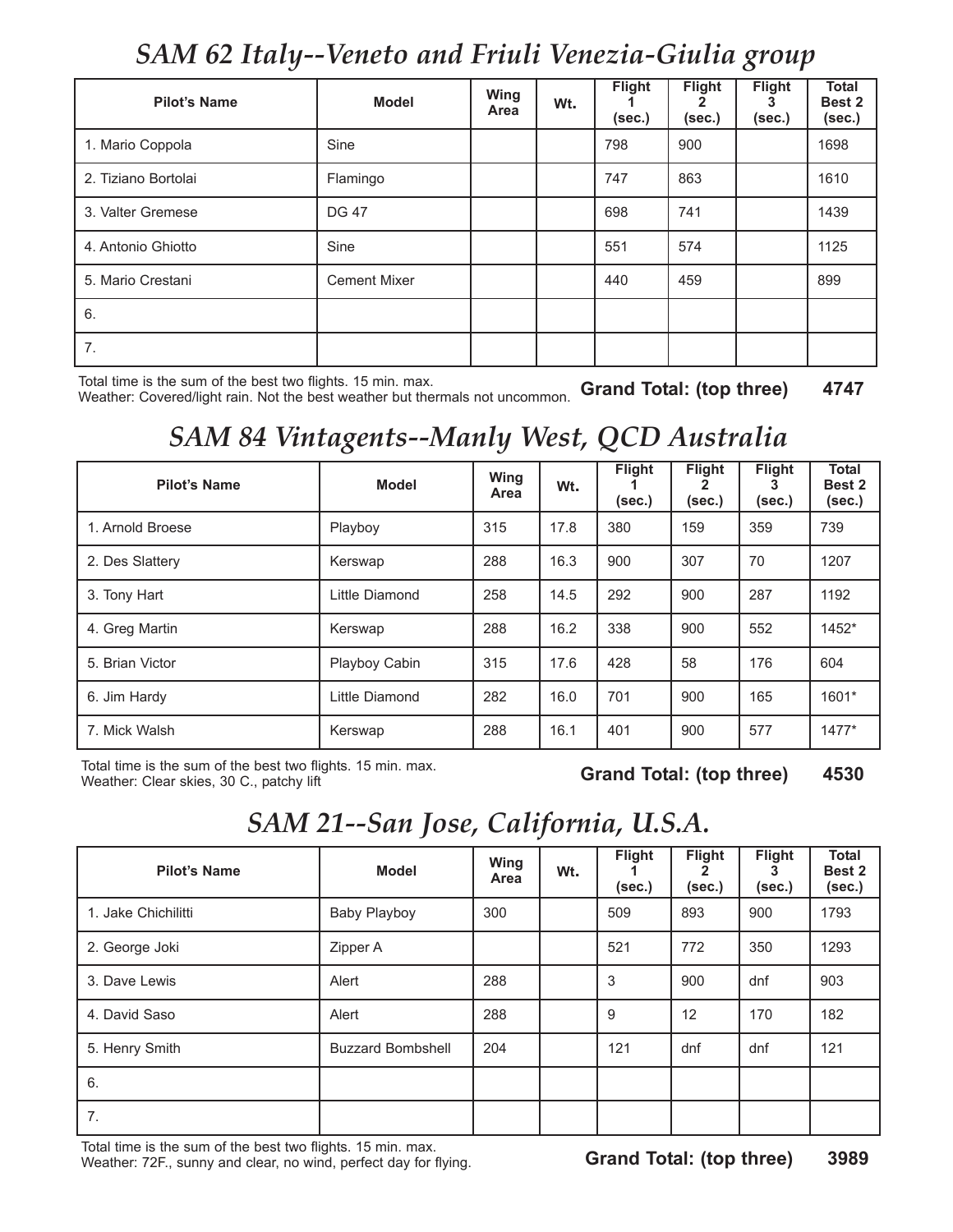## *SAM 62 Italy--Veneto and Friuli Venezia-Giulia group*

| Pilot's Name | Model | Wing Area | Wt. | Flight 1 (sec.) | Flight 2 (sec.) | Flight 3 (sec.) | Total Best 2 (sec.) |
|---|---|---|---|---|---|---|---|
| 1. Mario Coppola | Sine | | | 798 | 900 | | 1698 |
| 2. Tiziano Bortolai | Flamingo | | | 747 | 863 | | 1610 |
| 3. Valter Gremese | DG 47 | | | 698 | 741 | | 1439 |
| 4. Antonio Ghiotto | Sine | | | 551 | 574 | | 1125 |
| 5. Mario Crestani | Cement Mixer | | | 440 | 459 | | 899 |
| 6. | | | | | | | |
| 7. | | | | | | | |

Total time is the sum of the best two flights. 15 min. max.
Weather: Covered/light rain. Not the best weather but thermals not uncommon.

**Grand Total: (top three) 4747**

## *SAM 84 Vintagents--Manly West, QCD Australia*

| Pilot's Name | Model | Wing Area | Wt. | Flight 1 (sec.) | Flight 2 (sec.) | Flight 3 (sec.) | Total Best 2 (sec.) |
|---|---|---|---|---|---|---|---|
| 1. Arnold Broese | Playboy | 315 | 17.8 | 380 | 159 | 359 | 739 |
| 2. Des Slattery | Kerswap | 288 | 16.3 | 900 | 307 | 70 | 1207 |
| 3. Tony Hart | Little Diamond | 258 | 14.5 | 292 | 900 | 287 | 1192 |
| 4. Greg Martin | Kerswap | 288 | 16.2 | 338 | 900 | 552 | 1452* |
| 5. Brian Victor | Playboy Cabin | 315 | 17.6 | 428 | 58 | 176 | 604 |
| 6. Jim Hardy | Little Diamond | 282 | 16.0 | 701 | 900 | 165 | 1601* |
| 7. Mick Walsh | Kerswap | 288 | 16.1 | 401 | 900 | 577 | 1477* |

Total time is the sum of the best two flights. 15 min. max.
Weather: Clear skies, 30 C., patchy lift

**Grand Total: (top three) 4530**

## *SAM 21--San Jose, California, U.S.A.*

| Pilot's Name | Model | Wing Area | Wt. | Flight 1 (sec.) | Flight 2 (sec.) | Flight 3 (sec.) | Total Best 2 (sec.) |
|---|---|---|---|---|---|---|---|
| 1. Jake Chichilitti | Baby Playboy | 300 | | 509 | 893 | 900 | 1793 |
| 2. George Joki | Zipper A | | | 521 | 772 | 350 | 1293 |
| 3. Dave Lewis | Alert | 288 | | 3 | 900 | dnf | 903 |
| 4. David Saso | Alert | 288 | | 9 | 12 | 170 | 182 |
| 5. Henry Smith | Buzzard Bombshell | 204 | | 121 | dnf | dnf | 121 |
| 6. | | | | | | | |
| 7. | | | | | | | |

Total time is the sum of the best two flights. 15 min. max.
Weather: 72F., sunny and clear, no wind, perfect day for flying.

**Grand Total: (top three) 3989**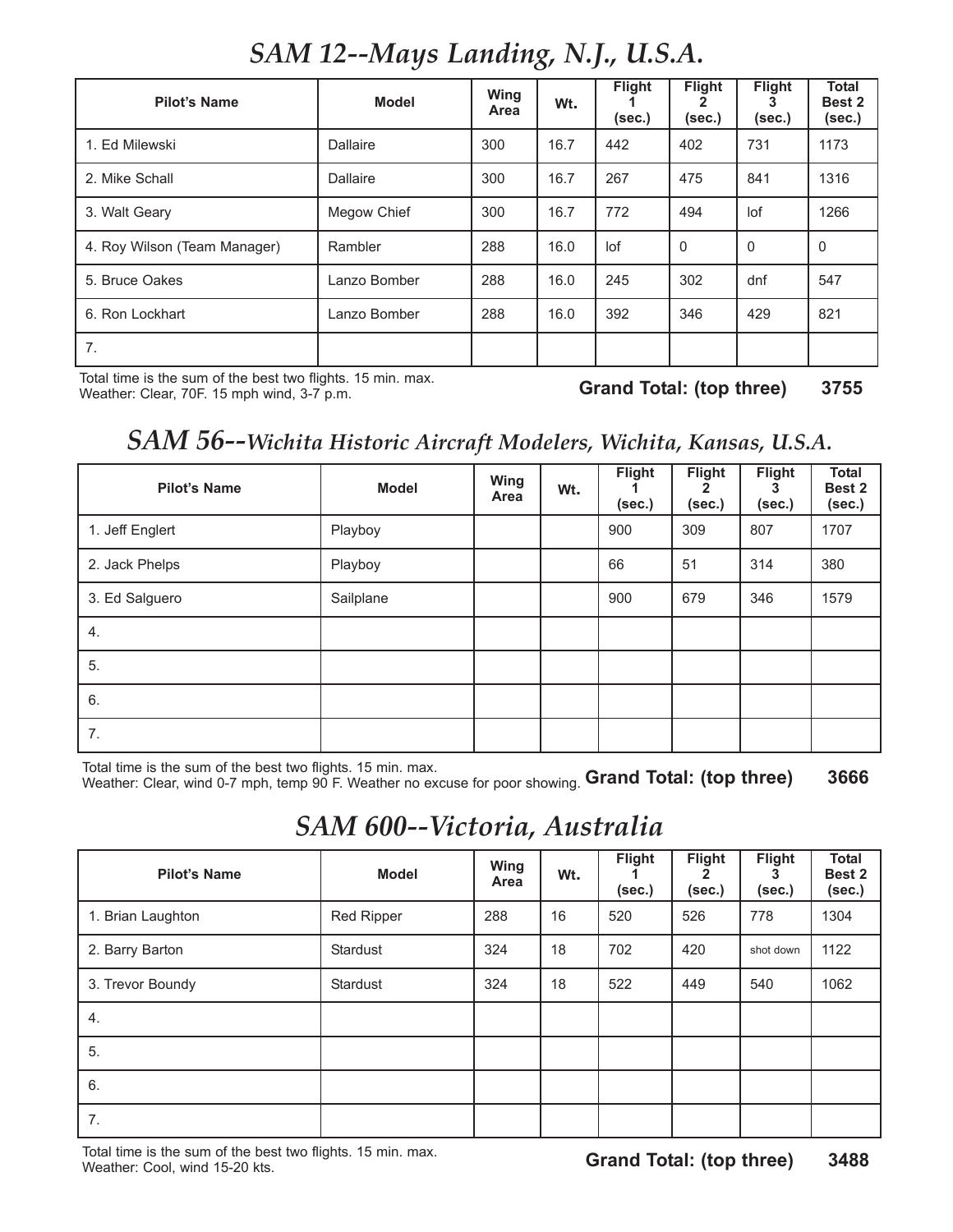# *SAM 12--Mays Landing, N.J., U.S.A.*

| Pilot's Name | Model | Wing Area | Wt. | Flight 1 (sec.) | Flight 2 (sec.) | Flight 3 (sec.) | Total Best 2 (sec.) |
|---|---|---|---|---|---|---|---|
| 1. Ed Milewski | Dallaire | 300 | 16.7 | 442 | 402 | 731 | 1173 |
| 2. Mike Schall | Dallaire | 300 | 16.7 | 267 | 475 | 841 | 1316 |
| 3. Walt Geary | Megow Chief | 300 | 16.7 | 772 | 494 | lof | 1266 |
| 4. Roy Wilson (Team Manager) | Rambler | 288 | 16.0 | lof | 0 | 0 | 0 |
| 5. Bruce Oakes | Lanzo Bomber | 288 | 16.0 | 245 | 302 | dnf | 547 |
| 6. Ron Lockhart | Lanzo Bomber | 288 | 16.0 | 392 | 346 | 429 | 821 |
| 7. | | | | | | | |

Total time is the sum of the best two flights. 15 min. max.
Weather: Clear, 70F. 15 mph wind, 3-7 p.m.

**Grand Total: (top three) 3755**

# *SAM 56--Wichita Historic Aircraft Modelers, Wichita, Kansas, U.S.A.*

| Pilot's Name | Model | Wing Area | Wt. | Flight 1 (sec.) | Flight 2 (sec.) | Flight 3 (sec.) | Total Best 2 (sec.) |
|---|---|---|---|---|---|---|---|
| 1. Jeff Englert | Playboy | | | 900 | 309 | 807 | 1707 |
| 2. Jack Phelps | Playboy | | | 66 | 51 | 314 | 380 |
| 3. Ed Salguero | Sailplane | | | 900 | 679 | 346 | 1579 |
| 4. | | | | | | | |
| 5. | | | | | | | |
| 6. | | | | | | | |
| 7. | | | | | | | |

Total time is the sum of the best two flights. 15 min. max.
Weather: Clear, wind 0-7 mph, temp 90 F. Weather no excuse for poor showing.

**Grand Total: (top three) 3666**

# *SAM 600--Victoria, Australia*

| Pilot's Name | Model | Wing Area | Wt. | Flight 1 (sec.) | Flight 2 (sec.) | Flight 3 (sec.) | Total Best 2 (sec.) |
|---|---|---|---|---|---|---|---|
| 1. Brian Laughton | Red Ripper | 288 | 16 | 520 | 526 | 778 | 1304 |
| 2. Barry Barton | Stardust | 324 | 18 | 702 | 420 | shot down | 1122 |
| 3. Trevor Boundy | Stardust | 324 | 18 | 522 | 449 | 540 | 1062 |
| 4. | | | | | | | |
| 5. | | | | | | | |
| 6. | | | | | | | |
| 7. | | | | | | | |

Total time is the sum of the best two flights. 15 min. max.
Weather: Cool, wind 15-20 kts.

**Grand Total: (top three) 3488**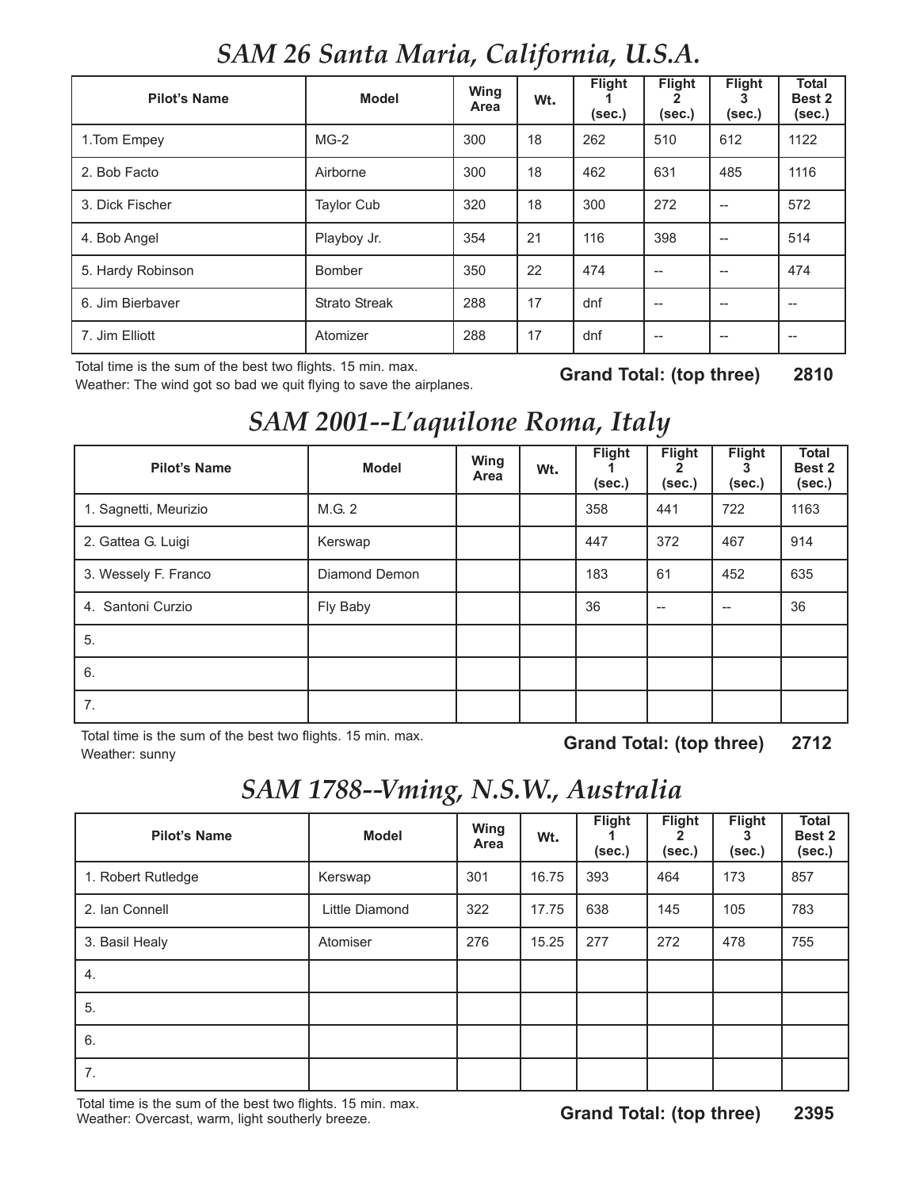## *SAM 26 Santa Maria, California, U.S.A.*

| Pilot's Name | Model | Wing Area | Wt. | Flight 1 (sec.) | Flight 2 (sec.) | Flight 3 (sec.) | Total Best 2 (sec.) |
|---|---|---|---|---|---|---|---|
| 1.Tom Empey | MG-2 | 300 | 18 | 262 | 510 | 612 | 1122 |
| 2. Bob Facto | Airborne | 300 | 18 | 462 | 631 | 485 | 1116 |
| 3. Dick Fischer | Taylor Cub | 320 | 18 | 300 | 272 | -- | 572 |
| 4. Bob Angel | Playboy Jr. | 354 | 21 | 116 | 398 | -- | 514 |
| 5. Hardy Robinson | Bomber | 350 | 22 | 474 | -- | -- | 474 |
| 6. Jim Bierbaver | Strato Streak | 288 | 17 | dnf | -- | -- | -- |
| 7. Jim Elliott | Atomizer | 288 | 17 | dnf | -- | -- | -- |

Total time is the sum of the best two flights. 15 min. max.
Weather: The wind got so bad we quit flying to save the airplanes.

**Grand Total: (top three) 2810**

## *SAM 2001--L'aquilone Roma, Italy*

| Pilot's Name | Model | Wing Area | Wt. | Flight 1 (sec.) | Flight 2 (sec.) | Flight 3 (sec.) | Total Best 2 (sec.) |
|---|---|---|---|---|---|---|---|
| 1. Sagnetti, Meurizio | M.G. 2 | | | 358 | 441 | 722 | 1163 |
| 2. Gattea G. Luigi | Kerswap | | | 447 | 372 | 467 | 914 |
| 3. Wessely F. Franco | Diamond Demon | | | 183 | 61 | 452 | 635 |
| 4. Santoni Curzio | Fly Baby | | | 36 | -- | -- | 36 |
| 5. | | | | | | | |
| 6. | | | | | | | |
| 7. | | | | | | | |

Total time is the sum of the best two flights. 15 min. max.
Weather: sunny

**Grand Total: (top three) 2712**

## *SAM 1788--Vming, N.S.W., Australia*

| Pilot's Name | Model | Wing Area | Wt. | Flight 1 (sec.) | Flight 2 (sec.) | Flight 3 (sec.) | Total Best 2 (sec.) |
|---|---|---|---|---|---|---|---|
| 1. Robert Rutledge | Kerswap | 301 | 16.75 | 393 | 464 | 173 | 857 |
| 2. Ian Connell | Little Diamond | 322 | 17.75 | 638 | 145 | 105 | 783 |
| 3. Basil Healy | Atomiser | 276 | 15.25 | 277 | 272 | 478 | 755 |
| 4. | | | | | | | |
| 5. | | | | | | | |
| 6. | | | | | | | |
| 7. | | | | | | | |

Total time is the sum of the best two flights. 15 min. max.
Weather: Overcast, warm, light southerly breeze.

**Grand Total: (top three) 2395**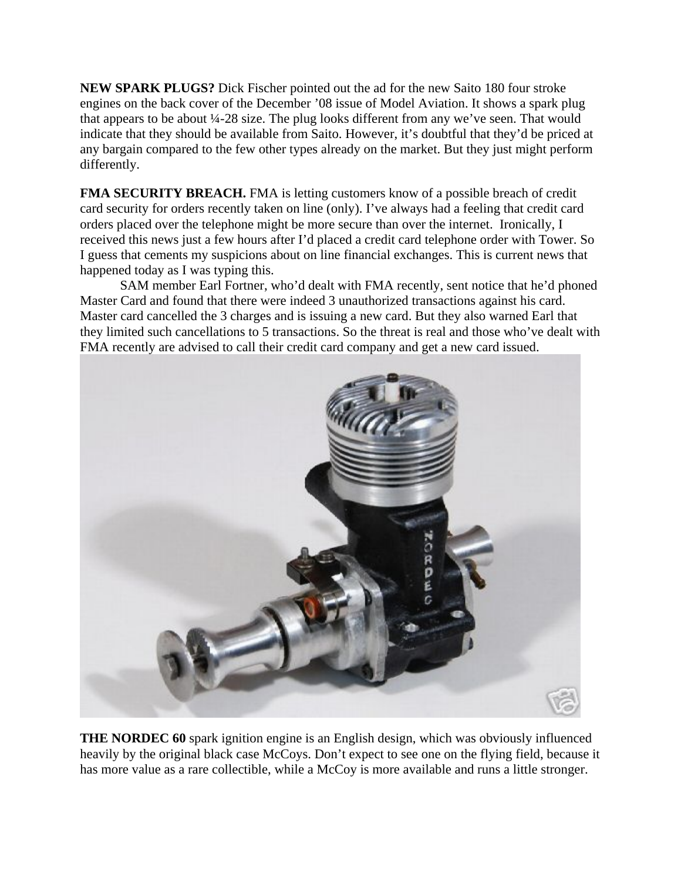**NEW SPARK PLUGS?** Dick Fischer pointed out the ad for the new Saito 180 four stroke engines on the back cover of the December '08 issue of Model Aviation. It shows a spark plug that appears to be about ¼-28 size. The plug looks different from any we've seen. That would indicate that they should be available from Saito. However, it's doubtful that they'd be priced at any bargain compared to the few other types already on the market. But they just might perform differently.

**FMA SECURITY BREACH.** FMA is letting customers know of a possible breach of credit card security for orders recently taken on line (only). I've always had a feeling that credit card orders placed over the telephone might be more secure than over the internet. Ironically, I received this news just a few hours after I'd placed a credit card telephone order with Tower. So I guess that cements my suspicions about on line financial exchanges. This is current news that happened today as I was typing this.

SAM member Earl Fortner, who'd dealt with FMA recently, sent notice that he'd phoned Master Card and found that there were indeed 3 unauthorized transactions against his card. Master card cancelled the 3 charges and is issuing a new card. But they also warned Earl that they limited such cancellations to 5 transactions. So the threat is real and those who've dealt with FMA recently are advised to call their credit card company and get a new card issued.

**THE NORDEC 60** spark ignition engine is an English design, which was obviously influenced heavily by the original black case McCoys. Don't expect to see one on the flying field, because it has more value as a rare collectible, while a McCoy is more available and runs a little stronger.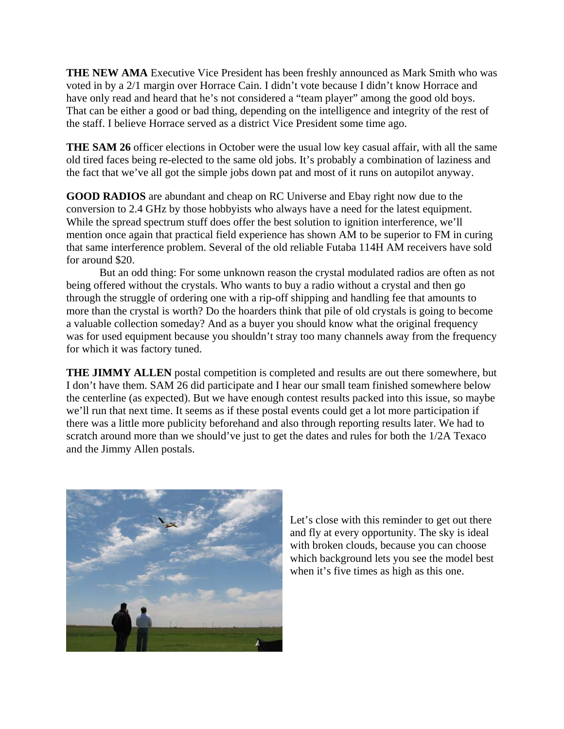**THE NEW AMA** Executive Vice President has been freshly announced as Mark Smith who was voted in by a 2/1 margin over Horrace Cain. I didn't vote because I didn't know Horrace and have only read and heard that he's not considered a "team player" among the good old boys. That can be either a good or bad thing, depending on the intelligence and integrity of the rest of the staff. I believe Horrace served as a district Vice President some time ago.

**THE SAM 26** officer elections in October were the usual low key casual affair, with all the same old tired faces being re-elected to the same old jobs. It's probably a combination of laziness and the fact that we've all got the simple jobs down pat and most of it runs on autopilot anyway.

**GOOD RADIOS** are abundant and cheap on RC Universe and Ebay right now due to the conversion to 2.4 GHz by those hobbyists who always have a need for the latest equipment. While the spread spectrum stuff does offer the best solution to ignition interference, we'll mention once again that practical field experience has shown AM to be superior to FM in curing that same interference problem. Several of the old reliable Futaba 114H AM receivers have sold for around $20.

But an odd thing: For some unknown reason the crystal modulated radios are often as not being offered without the crystals. Who wants to buy a radio without a crystal and then go through the struggle of ordering one with a rip-off shipping and handling fee that amounts to more than the crystal is worth? Do the hoarders think that pile of old crystals is going to become a valuable collection someday? And as a buyer you should know what the original frequency was for used equipment because you shouldn't stray too many channels away from the frequency for which it was factory tuned.

**THE JIMMY ALLEN** postal competition is completed and results are out there somewhere, but I don't have them. SAM 26 did participate and I hear our small team finished somewhere below the centerline (as expected). But we have enough contest results packed into this issue, so maybe we'll run that next time. It seems as if these postal events could get a lot more participation if there was a little more publicity beforehand and also through reporting results later. We had to scratch around more than we should've just to get the dates and rules for both the 1/2A Texaco and the Jimmy Allen postals.

Let's close with this reminder to get out there and fly at every opportunity. The sky is ideal with broken clouds, because you can choose which background lets you see the model best when it's five times as high as this one.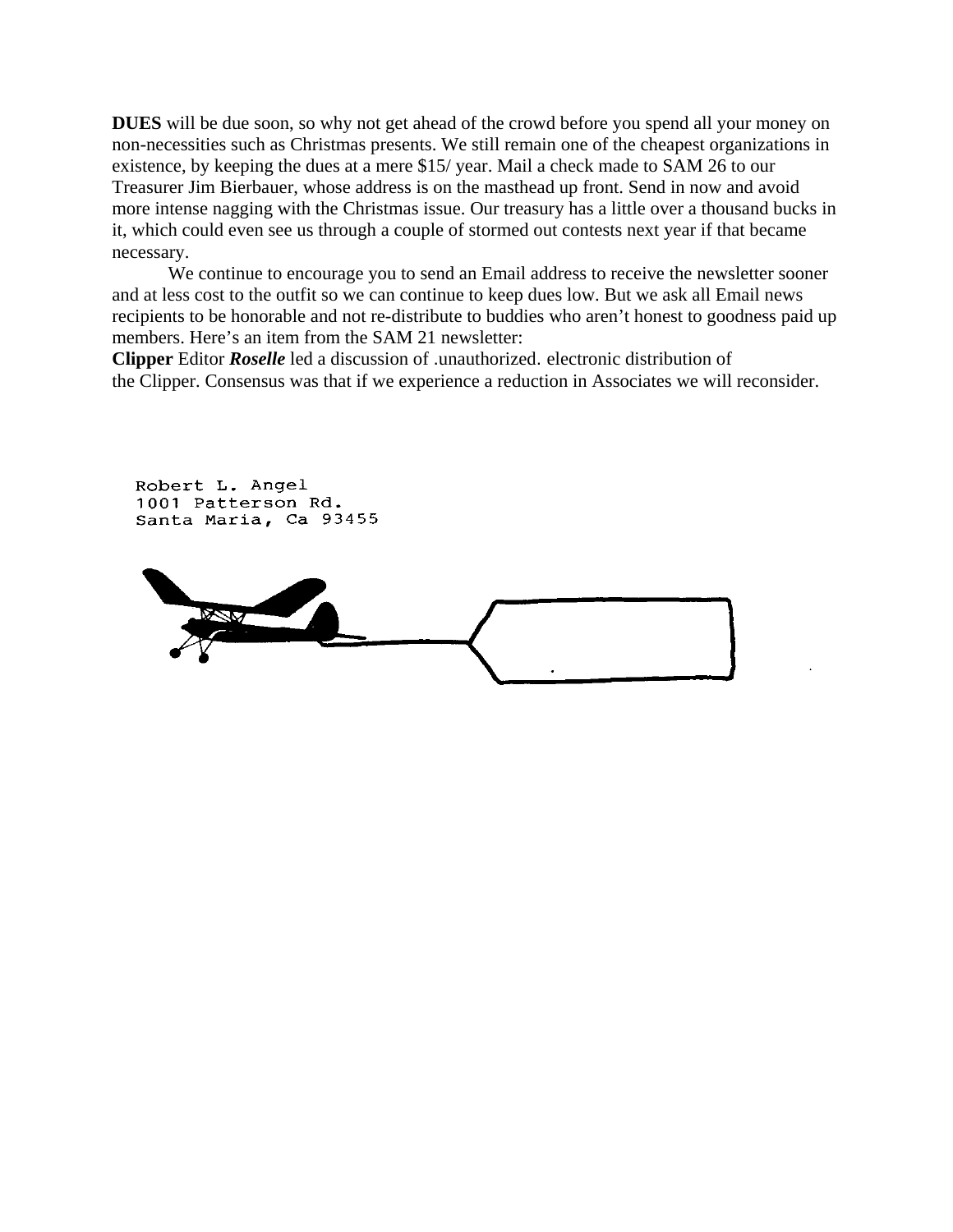**DUES** will be due soon, so why not get ahead of the crowd before you spend all your money on non-necessities such as Christmas presents. We still remain one of the cheapest organizations in existence, by keeping the dues at a mere $15/ year. Mail a check made to SAM 26 to our Treasurer Jim Bierbauer, whose address is on the masthead up front. Send in now and avoid more intense nagging with the Christmas issue. Our treasury has a little over a thousand bucks in it, which could even see us through a couple of stormed out contests next year if that became necessary.

We continue to encourage you to send an Email address to receive the newsletter sooner and at less cost to the outfit so we can continue to keep dues low. But we ask all Email news recipients to be honorable and not re-distribute to buddies who aren't honest to goodness paid up members. Here's an item from the SAM 21 newsletter:

**Clipper** Editor ***Roselle*** led a discussion of .unauthorized. electronic distribution of the Clipper. Consensus was that if we experience a reduction in Associates we will reconsider.

Robert L. Angel
1001 Patterson Rd.
Santa Maria, Ca 93455